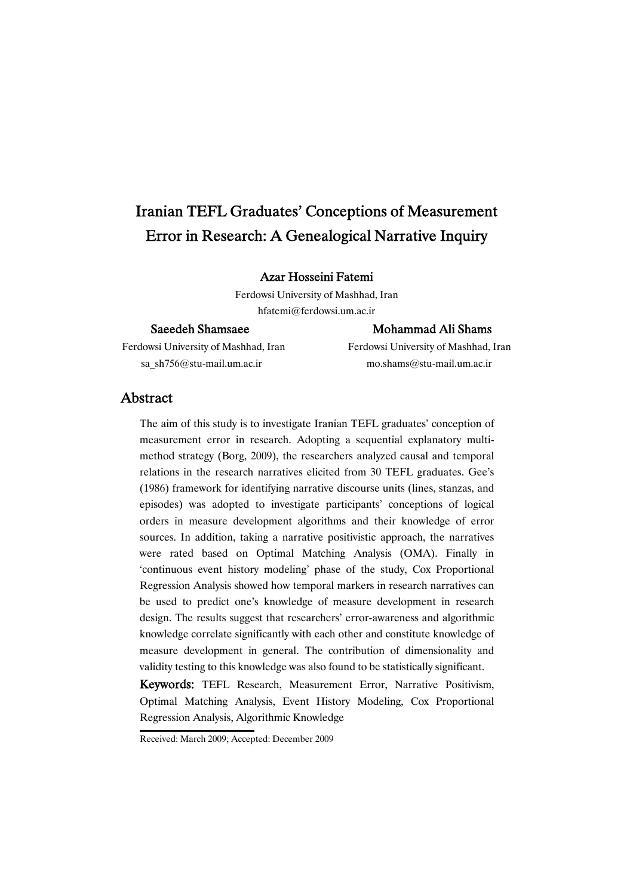# Iranian TEFL Graduates' Conceptions of Measurement Error in Research: A Genealogical Narrative Inquiry

**Azar Hosseini Fatemi**

Ferdowsi University of Mashhad, Iran

hfatemi@ferdowsi.um.ac.ir

**Saeedeh Shamsaee**

Ferdowsi University of Mashhad, Iran

sa_sh756@stu-mail.um.ac.ir

**Mohammad Ali Shams**

Ferdowsi University of Mashhad, Iran

mo.shams@stu-mail.um.ac.ir

## Abstract

The aim of this study is to investigate Iranian TEFL graduates' conception of measurement error in research. Adopting a sequential explanatory multi-method strategy (Borg, 2009), the researchers analyzed causal and temporal relations in the research narratives elicited from 30 TEFL graduates. Gee's (1986) framework for identifying narrative discourse units (lines, stanzas, and episodes) was adopted to investigate participants' conceptions of logical orders in measure development algorithms and their knowledge of error sources. In addition, taking a narrative positivistic approach, the narratives were rated based on Optimal Matching Analysis (OMA). Finally in 'continuous event history modeling' phase of the study, Cox Proportional Regression Analysis showed how temporal markers in research narratives can be used to predict one's knowledge of measure development in research design. The results suggest that researchers' error-awareness and algorithmic knowledge correlate significantly with each other and constitute knowledge of measure development in general. The contribution of dimensionality and validity testing to this knowledge was also found to be statistically significant.

**Keywords:** TEFL Research, Measurement Error, Narrative Positivism, Optimal Matching Analysis, Event History Modeling, Cox Proportional Regression Analysis, Algorithmic Knowledge

Received: March 2009; Accepted: December 2009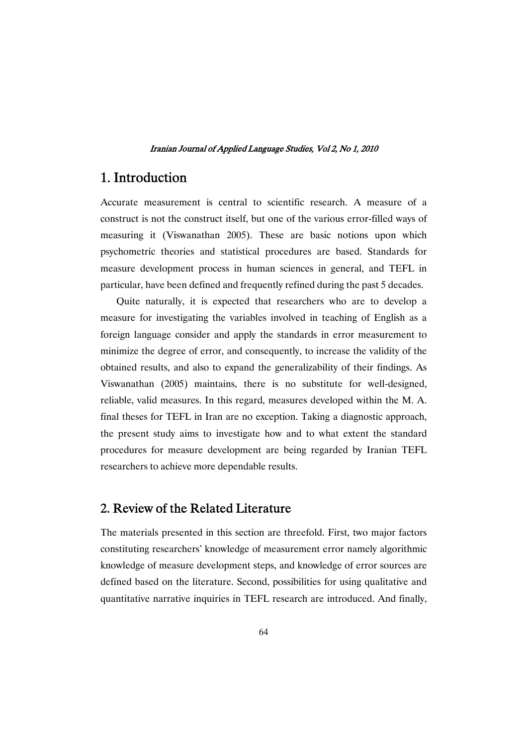## 1. Introduction

Accurate measurement is central to scientific research. A measure of a construct is not the construct itself, but one of the various error-filled ways of measuring it (Viswanathan 2005). These are basic notions upon which psychometric theories and statistical procedures are based. Standards for measure development process in human sciences in general, and TEFL in particular, have been defined and frequently refined during the past 5 decades.

Quite naturally, it is expected that researchers who are to develop a measure for investigating the variables involved in teaching of English as a foreign language consider and apply the standards in error measurement to minimize the degree of error, and consequently, to increase the validity of the obtained results, and also to expand the generalizability of their findings. As Viswanathan (2005) maintains, there is no substitute for well-designed, reliable, valid measures. In this regard, measures developed within the M. A. final theses for TEFL in Iran are no exception. Taking a diagnostic approach, the present study aims to investigate how and to what extent the standard procedures for measure development are being regarded by Iranian TEFL researchers to achieve more dependable results.

## 2. Review of the Related Literature

The materials presented in this section are threefold. First, two major factors constituting researchers' knowledge of measurement error namely algorithmic knowledge of measure development steps, and knowledge of error sources are defined based on the literature. Second, possibilities for using qualitative and quantitative narrative inquiries in TEFL research are introduced. And finally,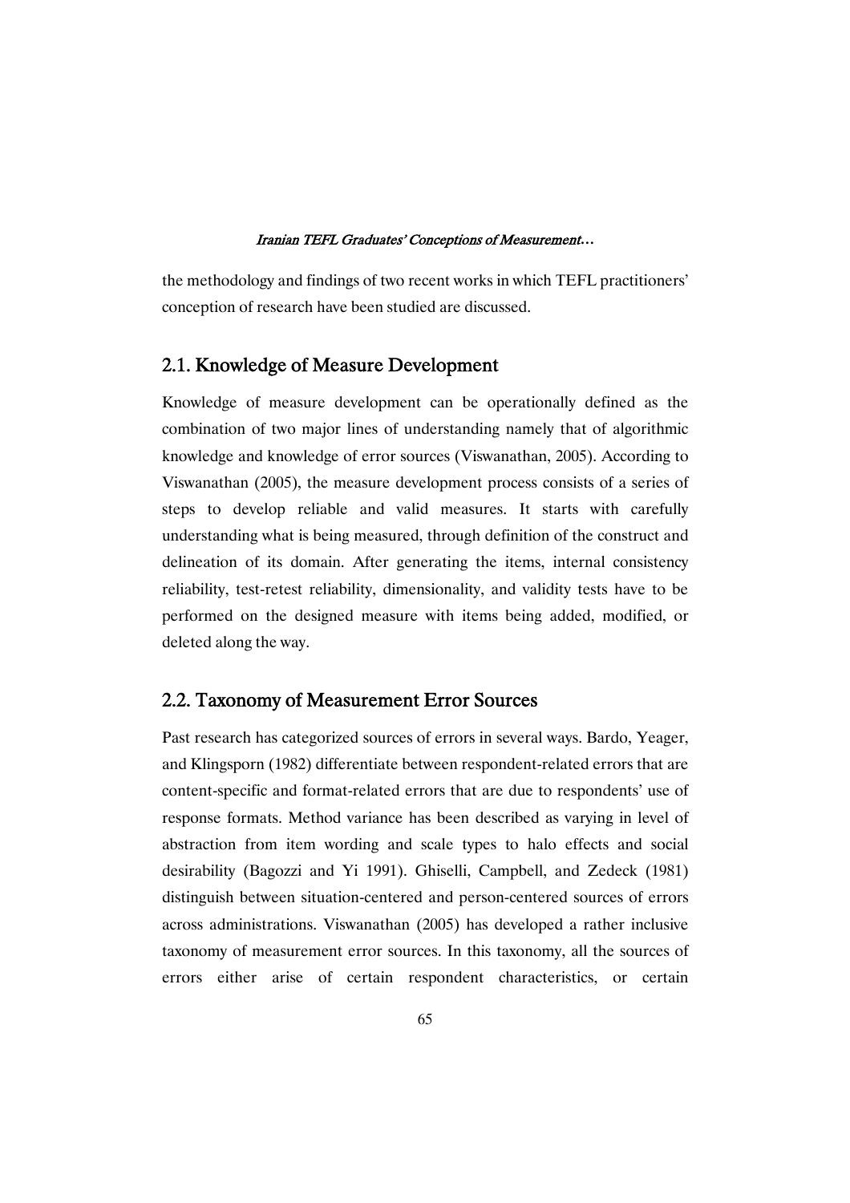the methodology and findings of two recent works in which TEFL practitioners' conception of research have been studied are discussed.

## 2.1. Knowledge of Measure Development

Knowledge of measure development can be operationally defined as the combination of two major lines of understanding namely that of algorithmic knowledge and knowledge of error sources (Viswanathan, 2005). According to Viswanathan (2005), the measure development process consists of a series of steps to develop reliable and valid measures. It starts with carefully understanding what is being measured, through definition of the construct and delineation of its domain. After generating the items, internal consistency reliability, test-retest reliability, dimensionality, and validity tests have to be performed on the designed measure with items being added, modified, or deleted along the way.

## 2.2. Taxonomy of Measurement Error Sources

Past research has categorized sources of errors in several ways. Bardo, Yeager, and Klingsporn (1982) differentiate between respondent-related errors that are content-specific and format-related errors that are due to respondents' use of response formats. Method variance has been described as varying in level of abstraction from item wording and scale types to halo effects and social desirability (Bagozzi and Yi 1991). Ghiselli, Campbell, and Zedeck (1981) distinguish between situation-centered and person-centered sources of errors across administrations. Viswanathan (2005) has developed a rather inclusive taxonomy of measurement error sources. In this taxonomy, all the sources of errors either arise of certain respondent characteristics, or certain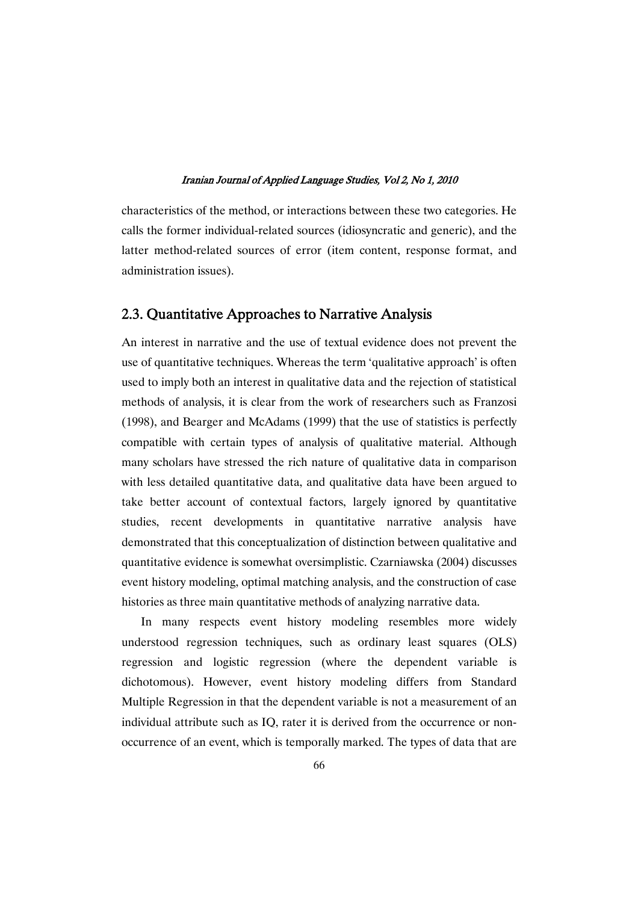characteristics of the method, or interactions between these two categories. He calls the former individual-related sources (idiosyncratic and generic), and the latter method-related sources of error (item content, response format, and administration issues).

## 2.3. Quantitative Approaches to Narrative Analysis

An interest in narrative and the use of textual evidence does not prevent the use of quantitative techniques. Whereas the term 'qualitative approach' is often used to imply both an interest in qualitative data and the rejection of statistical methods of analysis, it is clear from the work of researchers such as Franzosi (1998), and Bearger and McAdams (1999) that the use of statistics is perfectly compatible with certain types of analysis of qualitative material. Although many scholars have stressed the rich nature of qualitative data in comparison with less detailed quantitative data, and qualitative data have been argued to take better account of contextual factors, largely ignored by quantitative studies, recent developments in quantitative narrative analysis have demonstrated that this conceptualization of distinction between qualitative and quantitative evidence is somewhat oversimplistic. Czarniawska (2004) discusses event history modeling, optimal matching analysis, and the construction of case histories as three main quantitative methods of analyzing narrative data.

In many respects event history modeling resembles more widely understood regression techniques, such as ordinary least squares (OLS) regression and logistic regression (where the dependent variable is dichotomous). However, event history modeling differs from Standard Multiple Regression in that the dependent variable is not a measurement of an individual attribute such as IQ, rater it is derived from the occurrence or non-occurrence of an event, which is temporally marked. The types of data that are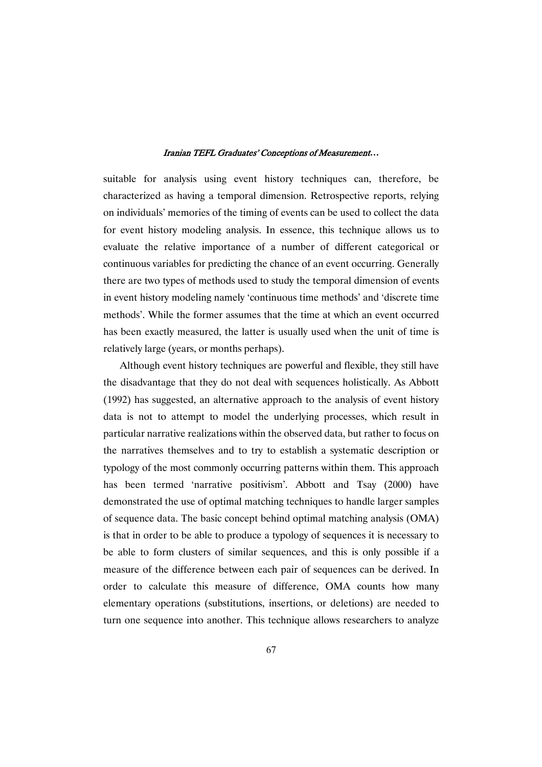suitable for analysis using event history techniques can, therefore, be characterized as having a temporal dimension. Retrospective reports, relying on individuals' memories of the timing of events can be used to collect the data for event history modeling analysis. In essence, this technique allows us to evaluate the relative importance of a number of different categorical or continuous variables for predicting the chance of an event occurring. Generally there are two types of methods used to study the temporal dimension of events in event history modeling namely 'continuous time methods' and 'discrete time methods'. While the former assumes that the time at which an event occurred has been exactly measured, the latter is usually used when the unit of time is relatively large (years, or months perhaps).

Although event history techniques are powerful and flexible, they still have the disadvantage that they do not deal with sequences holistically. As Abbott (1992) has suggested, an alternative approach to the analysis of event history data is not to attempt to model the underlying processes, which result in particular narrative realizations within the observed data, but rather to focus on the narratives themselves and to try to establish a systematic description or typology of the most commonly occurring patterns within them. This approach has been termed 'narrative positivism'. Abbott and Tsay (2000) have demonstrated the use of optimal matching techniques to handle larger samples of sequence data. The basic concept behind optimal matching analysis (OMA) is that in order to be able to produce a typology of sequences it is necessary to be able to form clusters of similar sequences, and this is only possible if a measure of the difference between each pair of sequences can be derived. In order to calculate this measure of difference, OMA counts how many elementary operations (substitutions, insertions, or deletions) are needed to turn one sequence into another. This technique allows researchers to analyze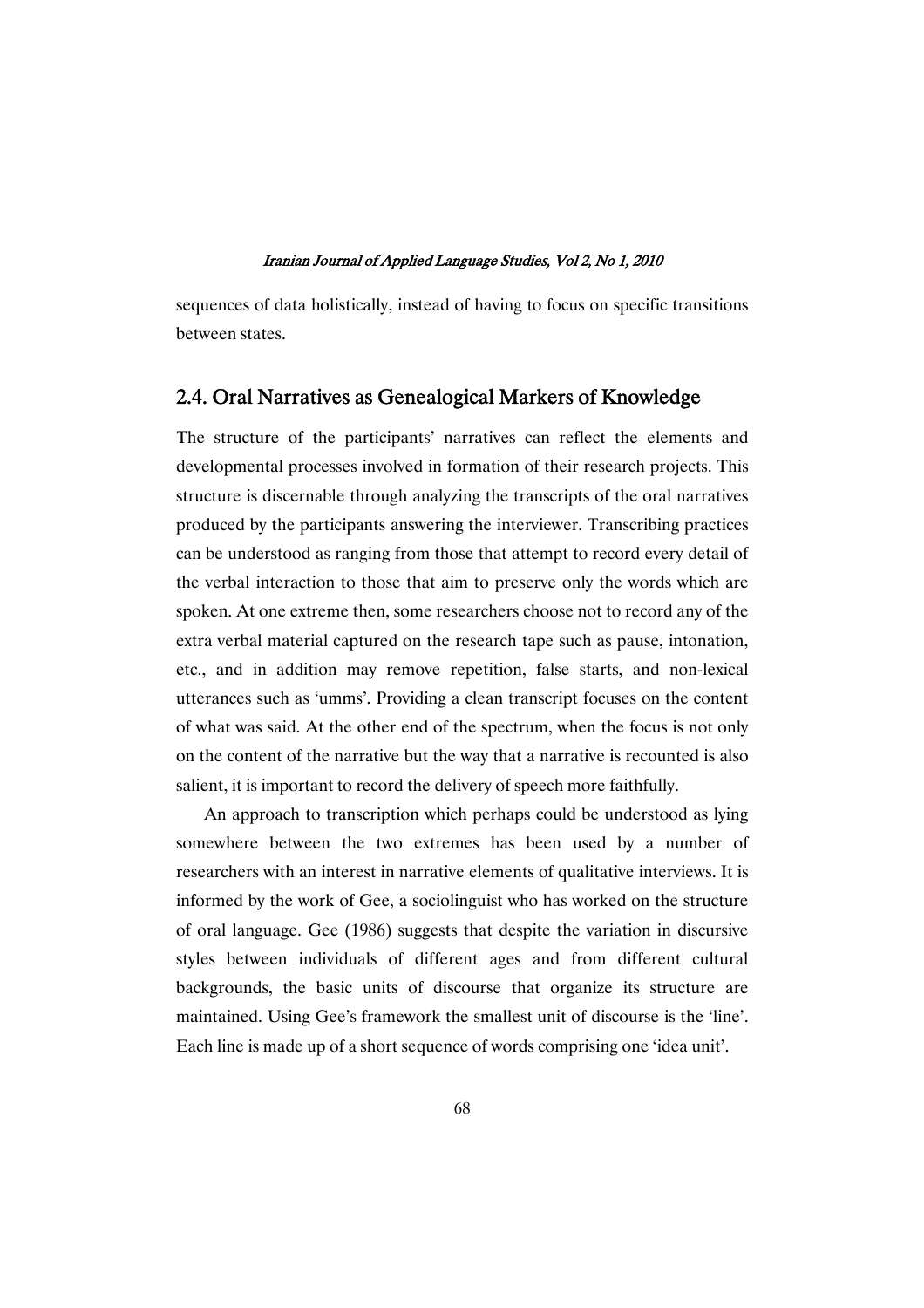sequences of data holistically, instead of having to focus on specific transitions between states.

## 2.4. Oral Narratives as Genealogical Markers of Knowledge

The structure of the participants' narratives can reflect the elements and developmental processes involved in formation of their research projects. This structure is discernable through analyzing the transcripts of the oral narratives produced by the participants answering the interviewer. Transcribing practices can be understood as ranging from those that attempt to record every detail of the verbal interaction to those that aim to preserve only the words which are spoken. At one extreme then, some researchers choose not to record any of the extra verbal material captured on the research tape such as pause, intonation, etc., and in addition may remove repetition, false starts, and non-lexical utterances such as 'umms'. Providing a clean transcript focuses on the content of what was said. At the other end of the spectrum, when the focus is not only on the content of the narrative but the way that a narrative is recounted is also salient, it is important to record the delivery of speech more faithfully.

An approach to transcription which perhaps could be understood as lying somewhere between the two extremes has been used by a number of researchers with an interest in narrative elements of qualitative interviews. It is informed by the work of Gee, a sociolinguist who has worked on the structure of oral language. Gee (1986) suggests that despite the variation in discursive styles between individuals of different ages and from different cultural backgrounds, the basic units of discourse that organize its structure are maintained. Using Gee's framework the smallest unit of discourse is the 'line'. Each line is made up of a short sequence of words comprising one 'idea unit'.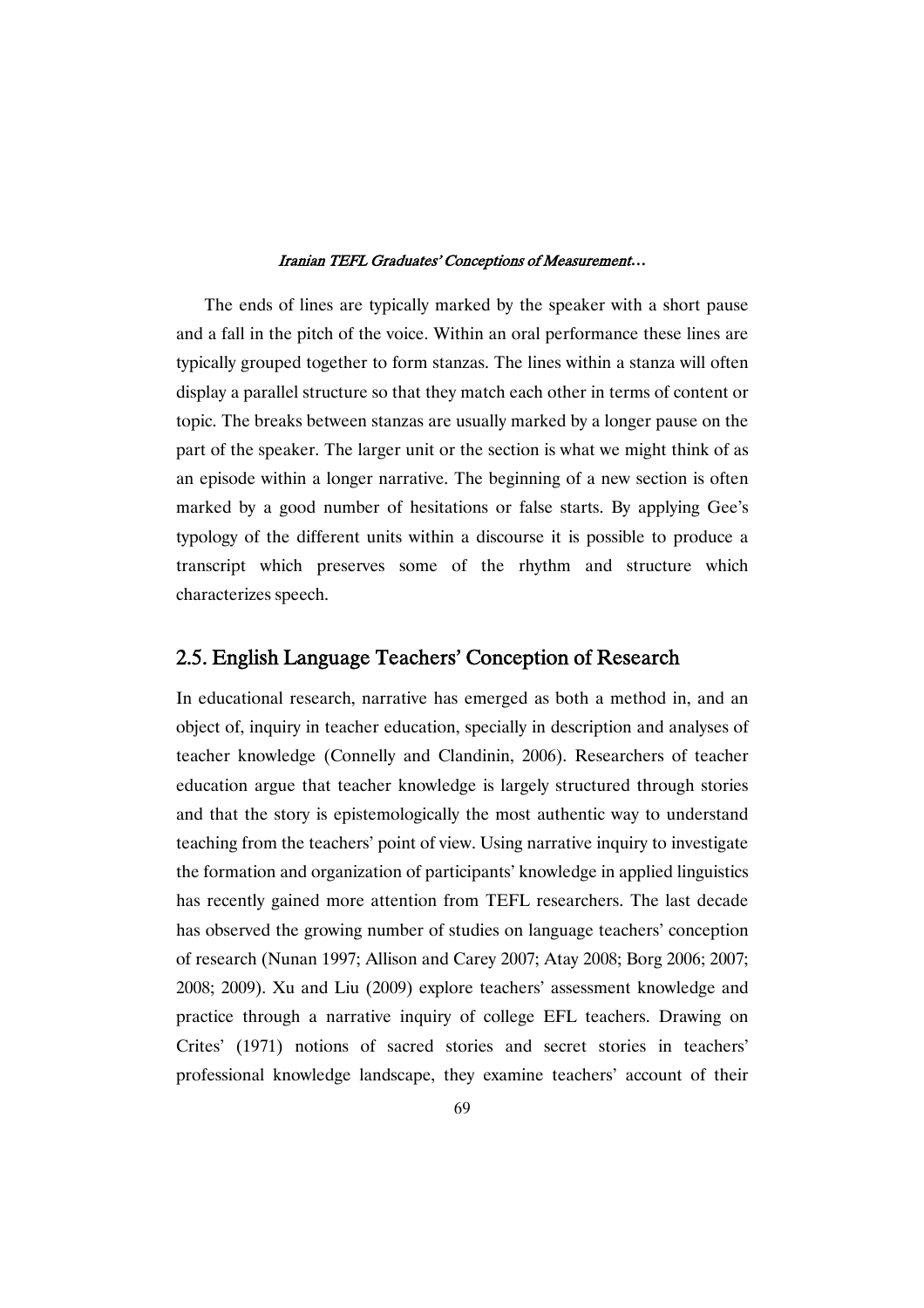The ends of lines are typically marked by the speaker with a short pause and a fall in the pitch of the voice. Within an oral performance these lines are typically grouped together to form stanzas. The lines within a stanza will often display a parallel structure so that they match each other in terms of content or topic. The breaks between stanzas are usually marked by a longer pause on the part of the speaker. The larger unit or the section is what we might think of as an episode within a longer narrative. The beginning of a new section is often marked by a good number of hesitations or false starts. By applying Gee's typology of the different units within a discourse it is possible to produce a transcript which preserves some of the rhythm and structure which characterizes speech.

## 2.5. English Language Teachers' Conception of Research

In educational research, narrative has emerged as both a method in, and an object of, inquiry in teacher education, specially in description and analyses of teacher knowledge (Connelly and Clandinin, 2006). Researchers of teacher education argue that teacher knowledge is largely structured through stories and that the story is epistemologically the most authentic way to understand teaching from the teachers' point of view. Using narrative inquiry to investigate the formation and organization of participants' knowledge in applied linguistics has recently gained more attention from TEFL researchers. The last decade has observed the growing number of studies on language teachers' conception of research (Nunan 1997; Allison and Carey 2007; Atay 2008; Borg 2006; 2007; 2008; 2009). Xu and Liu (2009) explore teachers' assessment knowledge and practice through a narrative inquiry of college EFL teachers. Drawing on Crites' (1971) notions of sacred stories and secret stories in teachers' professional knowledge landscape, they examine teachers' account of their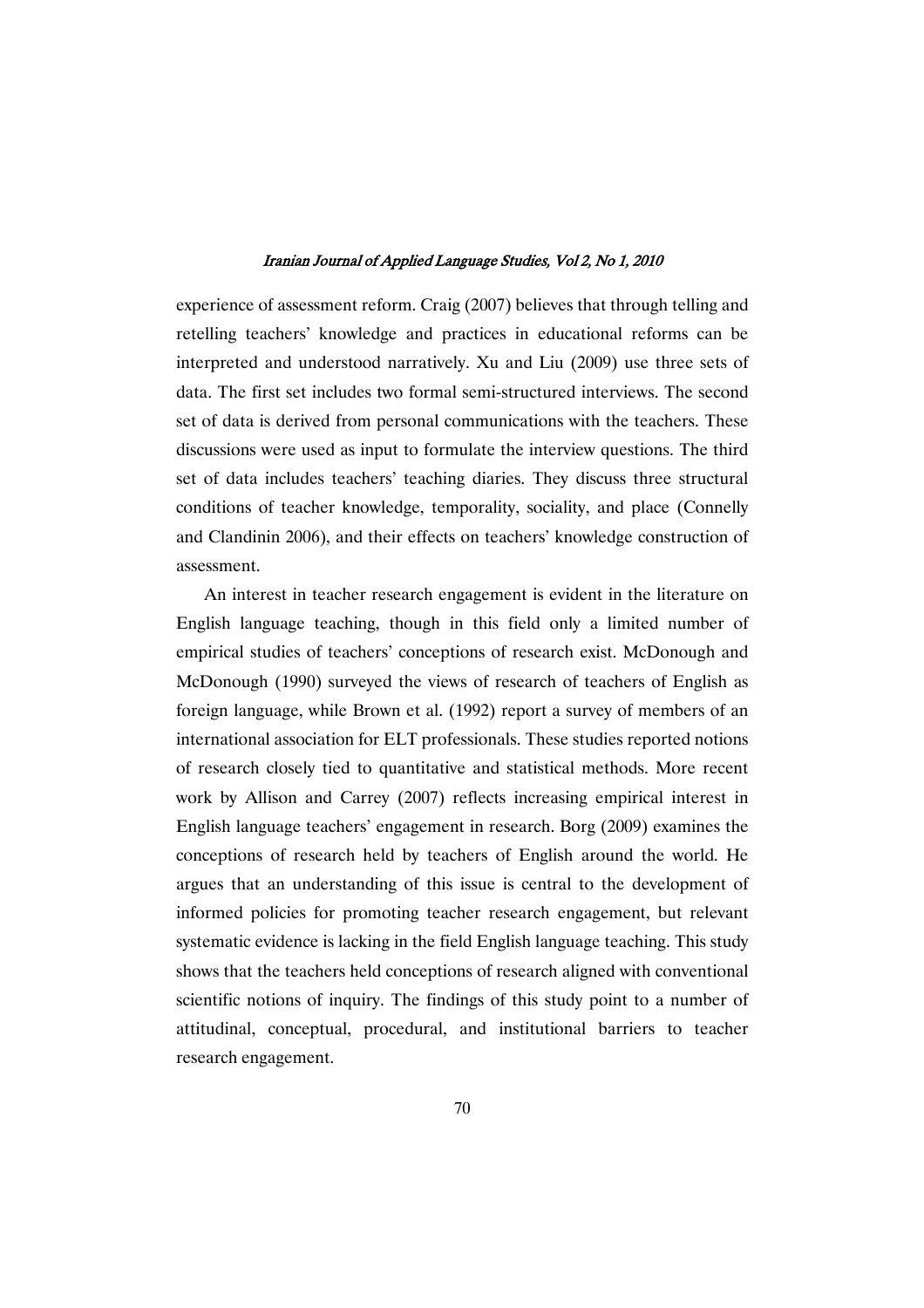experience of assessment reform. Craig (2007) believes that through telling and retelling teachers' knowledge and practices in educational reforms can be interpreted and understood narratively. Xu and Liu (2009) use three sets of data. The first set includes two formal semi-structured interviews. The second set of data is derived from personal communications with the teachers. These discussions were used as input to formulate the interview questions. The third set of data includes teachers' teaching diaries. They discuss three structural conditions of teacher knowledge, temporality, sociality, and place (Connelly and Clandinin 2006), and their effects on teachers' knowledge construction of assessment.

An interest in teacher research engagement is evident in the literature on English language teaching, though in this field only a limited number of empirical studies of teachers' conceptions of research exist. McDonough and McDonough (1990) surveyed the views of research of teachers of English as foreign language, while Brown et al. (1992) report a survey of members of an international association for ELT professionals. These studies reported notions of research closely tied to quantitative and statistical methods. More recent work by Allison and Carrey (2007) reflects increasing empirical interest in English language teachers' engagement in research. Borg (2009) examines the conceptions of research held by teachers of English around the world. He argues that an understanding of this issue is central to the development of informed policies for promoting teacher research engagement, but relevant systematic evidence is lacking in the field English language teaching. This study shows that the teachers held conceptions of research aligned with conventional scientific notions of inquiry. The findings of this study point to a number of attitudinal, conceptual, procedural, and institutional barriers to teacher research engagement.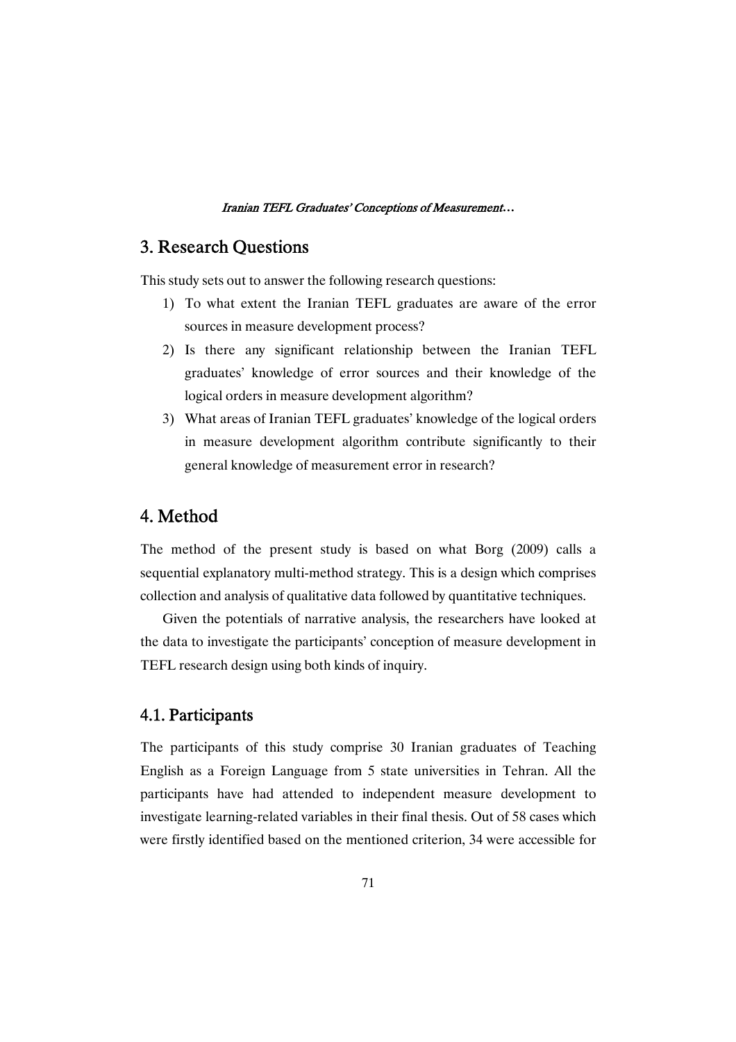## 3. Research Questions

This study sets out to answer the following research questions:

1) To what extent the Iranian TEFL graduates are aware of the error sources in measure development process?
2) Is there any significant relationship between the Iranian TEFL graduates' knowledge of error sources and their knowledge of the logical orders in measure development algorithm?
3) What areas of Iranian TEFL graduates' knowledge of the logical orders in measure development algorithm contribute significantly to their general knowledge of measurement error in research?

## 4. Method

The method of the present study is based on what Borg (2009) calls a sequential explanatory multi-method strategy. This is a design which comprises collection and analysis of qualitative data followed by quantitative techniques.

Given the potentials of narrative analysis, the researchers have looked at the data to investigate the participants' conception of measure development in TEFL research design using both kinds of inquiry.

### 4.1. Participants

The participants of this study comprise 30 Iranian graduates of Teaching English as a Foreign Language from 5 state universities in Tehran. All the participants have had attended to independent measure development to investigate learning-related variables in their final thesis. Out of 58 cases which were firstly identified based on the mentioned criterion, 34 were accessible for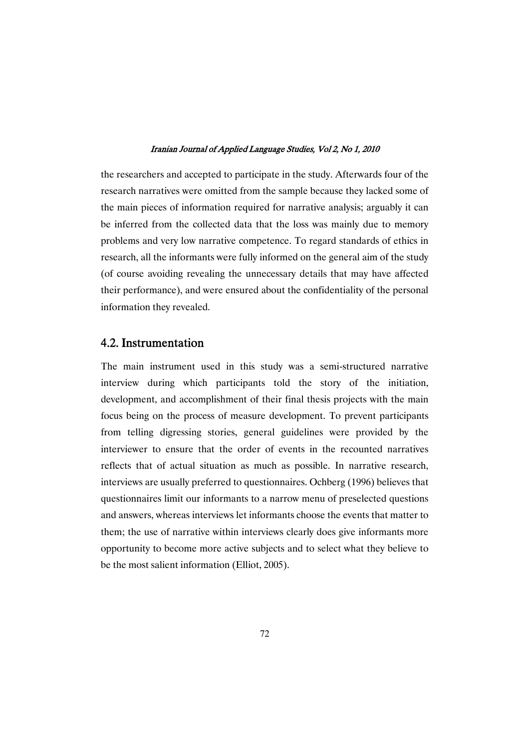the researchers and accepted to participate in the study. Afterwards four of the research narratives were omitted from the sample because they lacked some of the main pieces of information required for narrative analysis; arguably it can be inferred from the collected data that the loss was mainly due to memory problems and very low narrative competence. To regard standards of ethics in research, all the informants were fully informed on the general aim of the study (of course avoiding revealing the unnecessary details that may have affected their performance), and were ensured about the confidentiality of the personal information they revealed.

## 4.2. Instrumentation

The main instrument used in this study was a semi-structured narrative interview during which participants told the story of the initiation, development, and accomplishment of their final thesis projects with the main focus being on the process of measure development. To prevent participants from telling digressing stories, general guidelines were provided by the interviewer to ensure that the order of events in the recounted narratives reflects that of actual situation as much as possible. In narrative research, interviews are usually preferred to questionnaires. Ochberg (1996) believes that questionnaires limit our informants to a narrow menu of preselected questions and answers, whereas interviews let informants choose the events that matter to them; the use of narrative within interviews clearly does give informants more opportunity to become more active subjects and to select what they believe to be the most salient information (Elliot, 2005).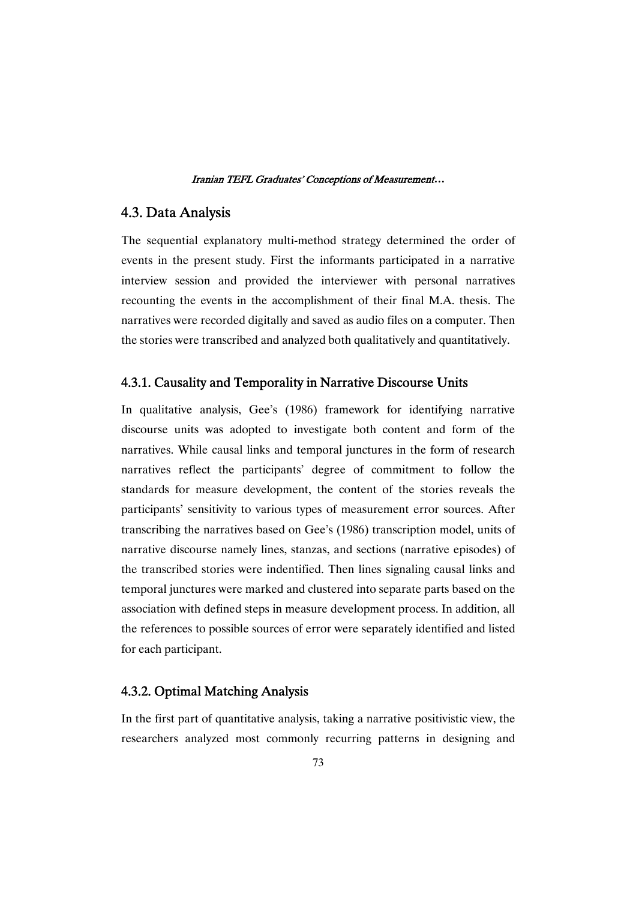## 4.3. Data Analysis

The sequential explanatory multi-method strategy determined the order of events in the present study. First the informants participated in a narrative interview session and provided the interviewer with personal narratives recounting the events in the accomplishment of their final M.A. thesis. The narratives were recorded digitally and saved as audio files on a computer. Then the stories were transcribed and analyzed both qualitatively and quantitatively.

### 4.3.1. Causality and Temporality in Narrative Discourse Units

In qualitative analysis, Gee's (1986) framework for identifying narrative discourse units was adopted to investigate both content and form of the narratives. While causal links and temporal junctures in the form of research narratives reflect the participants' degree of commitment to follow the standards for measure development, the content of the stories reveals the participants' sensitivity to various types of measurement error sources. After transcribing the narratives based on Gee's (1986) transcription model, units of narrative discourse namely lines, stanzas, and sections (narrative episodes) of the transcribed stories were indentified. Then lines signaling causal links and temporal junctures were marked and clustered into separate parts based on the association with defined steps in measure development process. In addition, all the references to possible sources of error were separately identified and listed for each participant.

### 4.3.2. Optimal Matching Analysis

In the first part of quantitative analysis, taking a narrative positivistic view, the researchers analyzed most commonly recurring patterns in designing and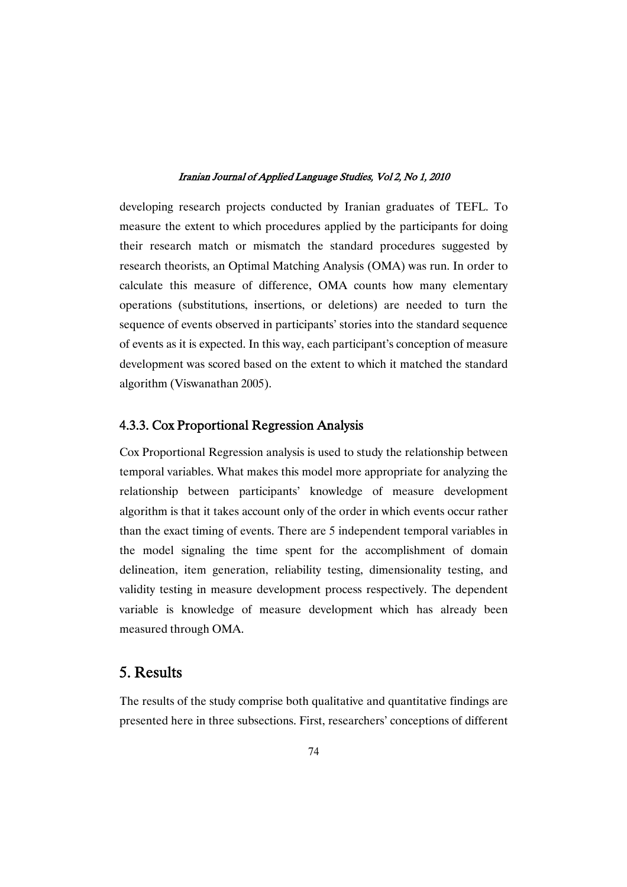developing research projects conducted by Iranian graduates of TEFL. To measure the extent to which procedures applied by the participants for doing their research match or mismatch the standard procedures suggested by research theorists, an Optimal Matching Analysis (OMA) was run. In order to calculate this measure of difference, OMA counts how many elementary operations (substitutions, insertions, or deletions) are needed to turn the sequence of events observed in participants' stories into the standard sequence of events as it is expected. In this way, each participant's conception of measure development was scored based on the extent to which it matched the standard algorithm (Viswanathan 2005).

### 4.3.3. Cox Proportional Regression Analysis

Cox Proportional Regression analysis is used to study the relationship between temporal variables. What makes this model more appropriate for analyzing the relationship between participants' knowledge of measure development algorithm is that it takes account only of the order in which events occur rather than the exact timing of events. There are 5 independent temporal variables in the model signaling the time spent for the accomplishment of domain delineation, item generation, reliability testing, dimensionality testing, and validity testing in measure development process respectively. The dependent variable is knowledge of measure development which has already been measured through OMA.

## 5. Results

The results of the study comprise both qualitative and quantitative findings are presented here in three subsections. First, researchers' conceptions of different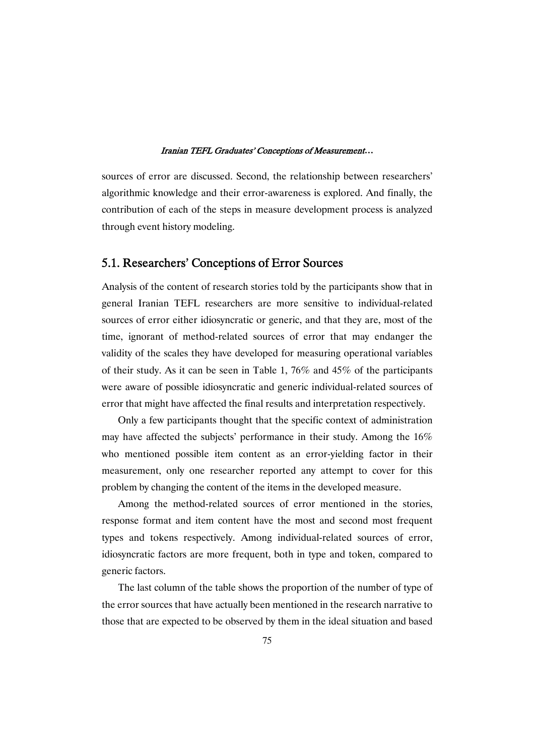sources of error are discussed. Second, the relationship between researchers' algorithmic knowledge and their error-awareness is explored. And finally, the contribution of each of the steps in measure development process is analyzed through event history modeling.

## 5.1. Researchers' Conceptions of Error Sources

Analysis of the content of research stories told by the participants show that in general Iranian TEFL researchers are more sensitive to individual-related sources of error either idiosyncratic or generic, and that they are, most of the time, ignorant of method-related sources of error that may endanger the validity of the scales they have developed for measuring operational variables of their study. As it can be seen in Table 1, 76% and 45% of the participants were aware of possible idiosyncratic and generic individual-related sources of error that might have affected the final results and interpretation respectively.

Only a few participants thought that the specific context of administration may have affected the subjects' performance in their study. Among the 16% who mentioned possible item content as an error-yielding factor in their measurement, only one researcher reported any attempt to cover for this problem by changing the content of the items in the developed measure.

Among the method-related sources of error mentioned in the stories, response format and item content have the most and second most frequent types and tokens respectively. Among individual-related sources of error, idiosyncratic factors are more frequent, both in type and token, compared to generic factors.

The last column of the table shows the proportion of the number of type of the error sources that have actually been mentioned in the research narrative to those that are expected to be observed by them in the ideal situation and based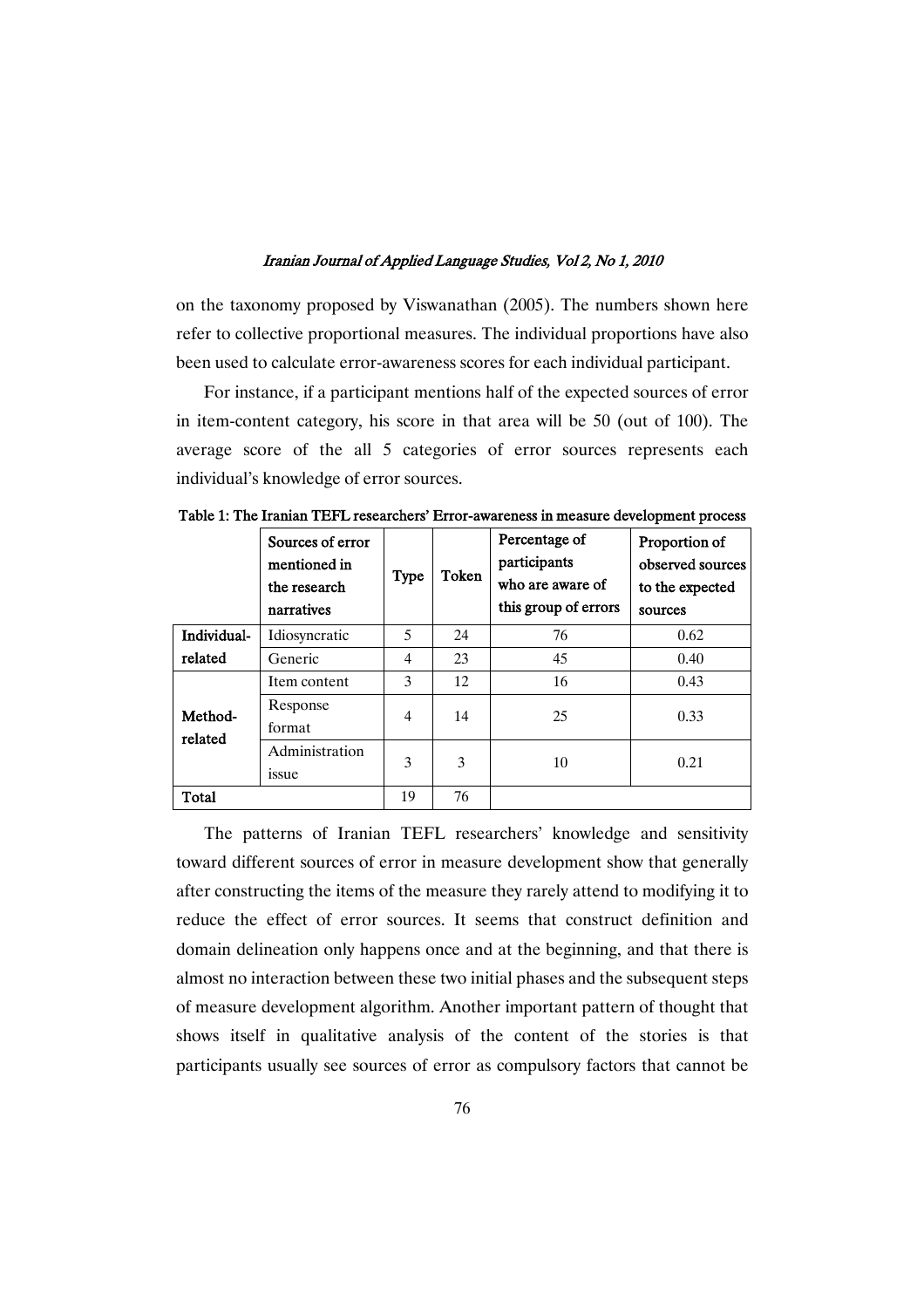on the taxonomy proposed by Viswanathan (2005). The numbers shown here refer to collective proportional measures. The individual proportions have also been used to calculate error-awareness scores for each individual participant.

For instance, if a participant mentions half of the expected sources of error in item-content category, his score in that area will be 50 (out of 100). The average score of the all 5 categories of error sources represents each individual's knowledge of error sources.

**Table 1: The Iranian TEFL researchers' Error-awareness in measure development process**

| | Sources of error mentioned in the research narratives | Type | Token | Percentage of participants who are aware of this group of errors | Proportion of observed sources to the expected sources |
|---|---|---|---|---|---|
| **Individual-related** | Idiosyncratic | 5 | 24 | 76 | 0.62 |
| | Generic | 4 | 23 | 45 | 0.40 |
| **Method-related** | Item content | 3 | 12 | 16 | 0.43 |
| | Response format | 4 | 14 | 25 | 0.33 |
| | Administration issue | 3 | 3 | 10 | 0.21 |
| **Total** | | 19 | 76 | | |

The patterns of Iranian TEFL researchers' knowledge and sensitivity toward different sources of error in measure development show that generally after constructing the items of the measure they rarely attend to modifying it to reduce the effect of error sources. It seems that construct definition and domain delineation only happens once and at the beginning, and that there is almost no interaction between these two initial phases and the subsequent steps of measure development algorithm. Another important pattern of thought that shows itself in qualitative analysis of the content of the stories is that participants usually see sources of error as compulsory factors that cannot be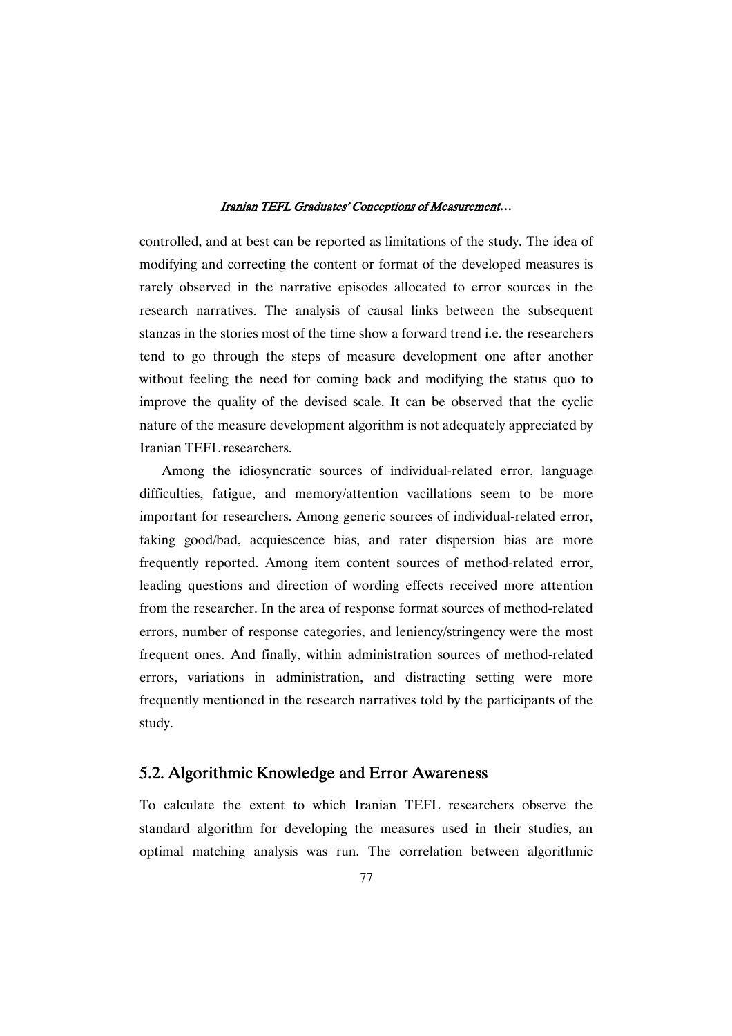controlled, and at best can be reported as limitations of the study. The idea of modifying and correcting the content or format of the developed measures is rarely observed in the narrative episodes allocated to error sources in the research narratives. The analysis of causal links between the subsequent stanzas in the stories most of the time show a forward trend i.e. the researchers tend to go through the steps of measure development one after another without feeling the need for coming back and modifying the status quo to improve the quality of the devised scale. It can be observed that the cyclic nature of the measure development algorithm is not adequately appreciated by Iranian TEFL researchers.

Among the idiosyncratic sources of individual-related error, language difficulties, fatigue, and memory/attention vacillations seem to be more important for researchers. Among generic sources of individual-related error, faking good/bad, acquiescence bias, and rater dispersion bias are more frequently reported. Among item content sources of method-related error, leading questions and direction of wording effects received more attention from the researcher. In the area of response format sources of method-related errors, number of response categories, and leniency/stringency were the most frequent ones. And finally, within administration sources of method-related errors, variations in administration, and distracting setting were more frequently mentioned in the research narratives told by the participants of the study.

## 5.2. Algorithmic Knowledge and Error Awareness

To calculate the extent to which Iranian TEFL researchers observe the standard algorithm for developing the measures used in their studies, an optimal matching analysis was run. The correlation between algorithmic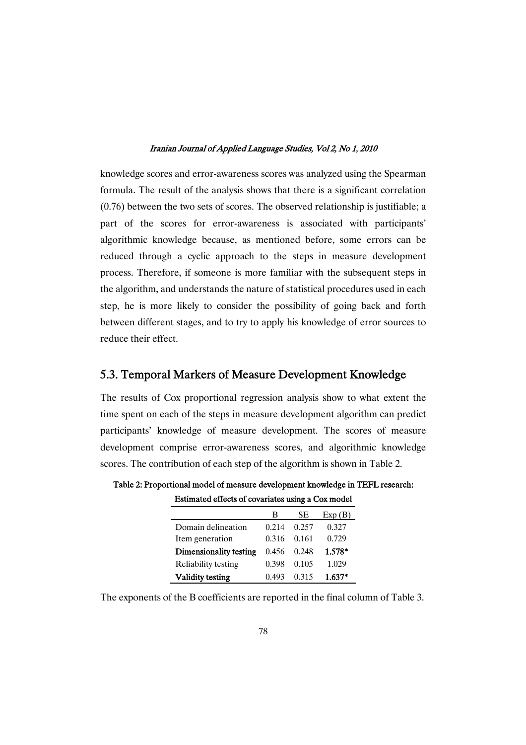knowledge scores and error-awareness scores was analyzed using the Spearman formula. The result of the analysis shows that there is a significant correlation (0.76) between the two sets of scores. The observed relationship is justifiable; a part of the scores for error-awareness is associated with participants' algorithmic knowledge because, as mentioned before, some errors can be reduced through a cyclic approach to the steps in measure development process. Therefore, if someone is more familiar with the subsequent steps in the algorithm, and understands the nature of statistical procedures used in each step, he is more likely to consider the possibility of going back and forth between different stages, and to try to apply his knowledge of error sources to reduce their effect.

## 5.3. Temporal Markers of Measure Development Knowledge

The results of Cox proportional regression analysis show to what extent the time spent on each of the steps in measure development algorithm can predict participants' knowledge of measure development. The scores of measure development comprise error-awareness scores, and algorithmic knowledge scores. The contribution of each step of the algorithm is shown in Table 2.

**Table 2: Proportional model of measure development knowledge in TEFL research: Estimated effects of covariates using a Cox model**

| | B | SE | Exp (B) |
|---|---|---|---|
| Domain delineation | 0.214 | 0.257 | 0.327 |
| Item generation | 0.316 | 0.161 | 0.729 |
| **Dimensionality testing** | 0.456 | 0.248 | **1.578*** |
| Reliability testing | 0.398 | 0.105 | 1.029 |
| **Validity testing** | 0.493 | 0.315 | **1.637*** |

The exponents of the B coefficients are reported in the final column of Table 3.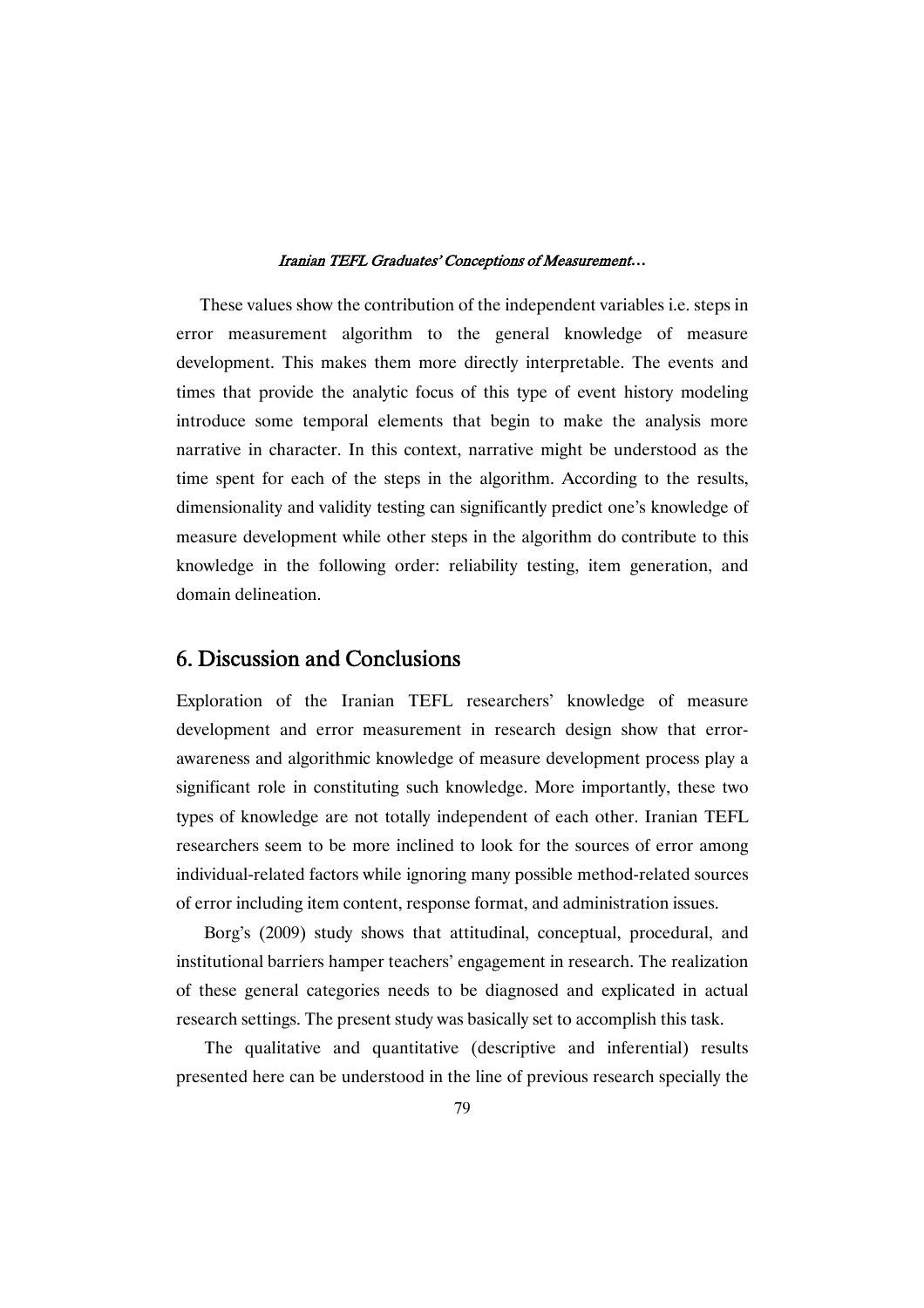These values show the contribution of the independent variables i.e. steps in error measurement algorithm to the general knowledge of measure development. This makes them more directly interpretable. The events and times that provide the analytic focus of this type of event history modeling introduce some temporal elements that begin to make the analysis more narrative in character. In this context, narrative might be understood as the time spent for each of the steps in the algorithm. According to the results, dimensionality and validity testing can significantly predict one's knowledge of measure development while other steps in the algorithm do contribute to this knowledge in the following order: reliability testing, item generation, and domain delineation.

## 6. Discussion and Conclusions

Exploration of the Iranian TEFL researchers' knowledge of measure development and error measurement in research design show that error-awareness and algorithmic knowledge of measure development process play a significant role in constituting such knowledge. More importantly, these two types of knowledge are not totally independent of each other. Iranian TEFL researchers seem to be more inclined to look for the sources of error among individual-related factors while ignoring many possible method-related sources of error including item content, response format, and administration issues.

Borg's (2009) study shows that attitudinal, conceptual, procedural, and institutional barriers hamper teachers' engagement in research. The realization of these general categories needs to be diagnosed and explicated in actual research settings. The present study was basically set to accomplish this task.

The qualitative and quantitative (descriptive and inferential) results presented here can be understood in the line of previous research specially the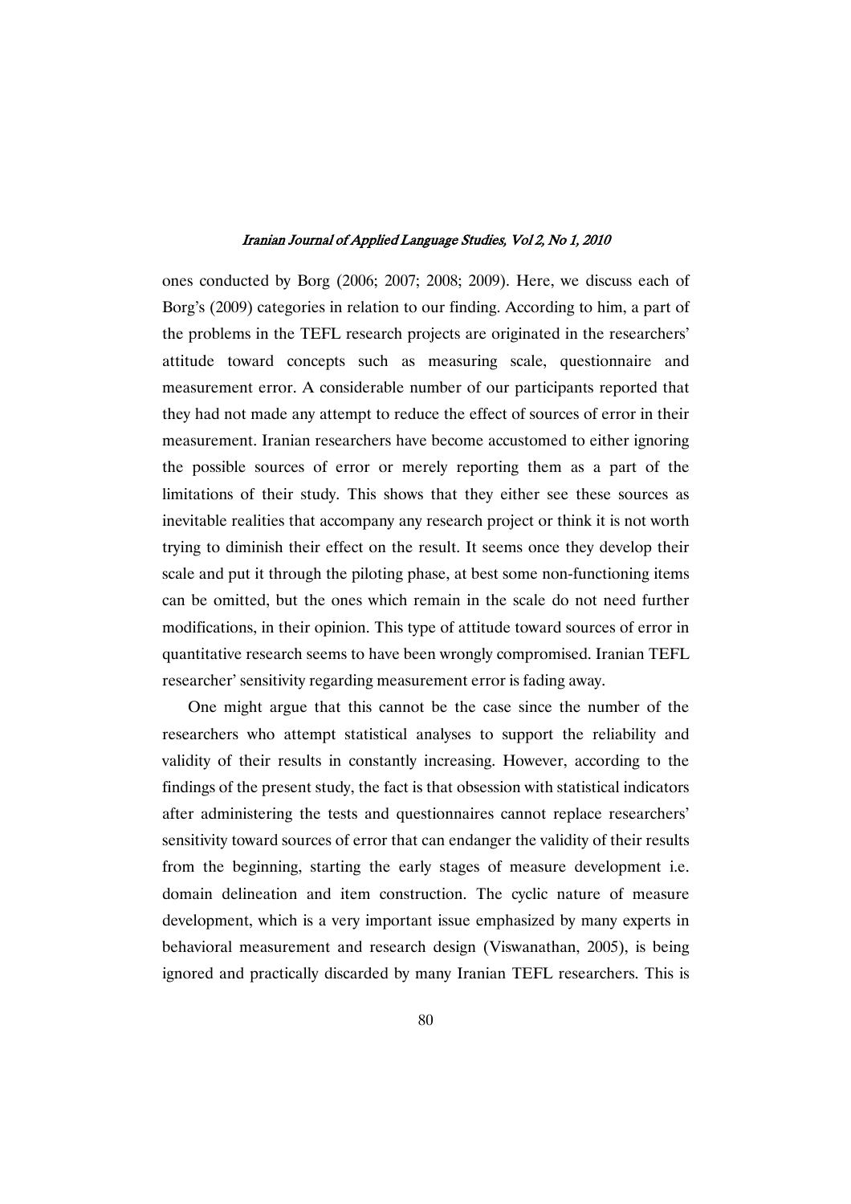ones conducted by Borg (2006; 2007; 2008; 2009). Here, we discuss each of Borg's (2009) categories in relation to our finding. According to him, a part of the problems in the TEFL research projects are originated in the researchers' attitude toward concepts such as measuring scale, questionnaire and measurement error. A considerable number of our participants reported that they had not made any attempt to reduce the effect of sources of error in their measurement. Iranian researchers have become accustomed to either ignoring the possible sources of error or merely reporting them as a part of the limitations of their study. This shows that they either see these sources as inevitable realities that accompany any research project or think it is not worth trying to diminish their effect on the result. It seems once they develop their scale and put it through the piloting phase, at best some non-functioning items can be omitted, but the ones which remain in the scale do not need further modifications, in their opinion. This type of attitude toward sources of error in quantitative research seems to have been wrongly compromised. Iranian TEFL researcher' sensitivity regarding measurement error is fading away.

One might argue that this cannot be the case since the number of the researchers who attempt statistical analyses to support the reliability and validity of their results in constantly increasing. However, according to the findings of the present study, the fact is that obsession with statistical indicators after administering the tests and questionnaires cannot replace researchers' sensitivity toward sources of error that can endanger the validity of their results from the beginning, starting the early stages of measure development i.e. domain delineation and item construction. The cyclic nature of measure development, which is a very important issue emphasized by many experts in behavioral measurement and research design (Viswanathan, 2005), is being ignored and practically discarded by many Iranian TEFL researchers. This is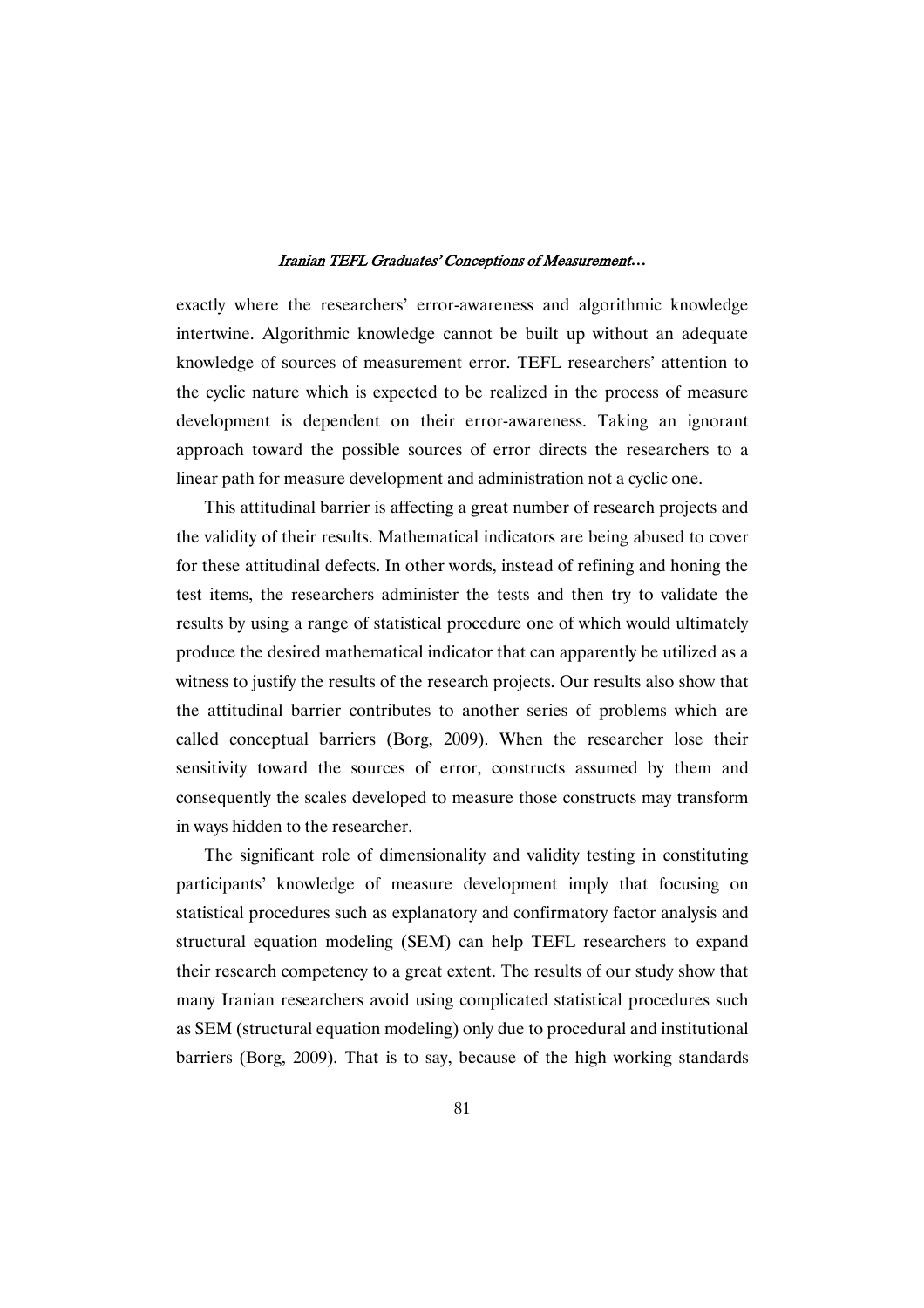exactly where the researchers' error-awareness and algorithmic knowledge intertwine. Algorithmic knowledge cannot be built up without an adequate knowledge of sources of measurement error. TEFL researchers' attention to the cyclic nature which is expected to be realized in the process of measure development is dependent on their error-awareness. Taking an ignorant approach toward the possible sources of error directs the researchers to a linear path for measure development and administration not a cyclic one.

This attitudinal barrier is affecting a great number of research projects and the validity of their results. Mathematical indicators are being abused to cover for these attitudinal defects. In other words, instead of refining and honing the test items, the researchers administer the tests and then try to validate the results by using a range of statistical procedure one of which would ultimately produce the desired mathematical indicator that can apparently be utilized as a witness to justify the results of the research projects. Our results also show that the attitudinal barrier contributes to another series of problems which are called conceptual barriers (Borg, 2009). When the researcher lose their sensitivity toward the sources of error, constructs assumed by them and consequently the scales developed to measure those constructs may transform in ways hidden to the researcher.

The significant role of dimensionality and validity testing in constituting participants' knowledge of measure development imply that focusing on statistical procedures such as explanatory and confirmatory factor analysis and structural equation modeling (SEM) can help TEFL researchers to expand their research competency to a great extent. The results of our study show that many Iranian researchers avoid using complicated statistical procedures such as SEM (structural equation modeling) only due to procedural and institutional barriers (Borg, 2009). That is to say, because of the high working standards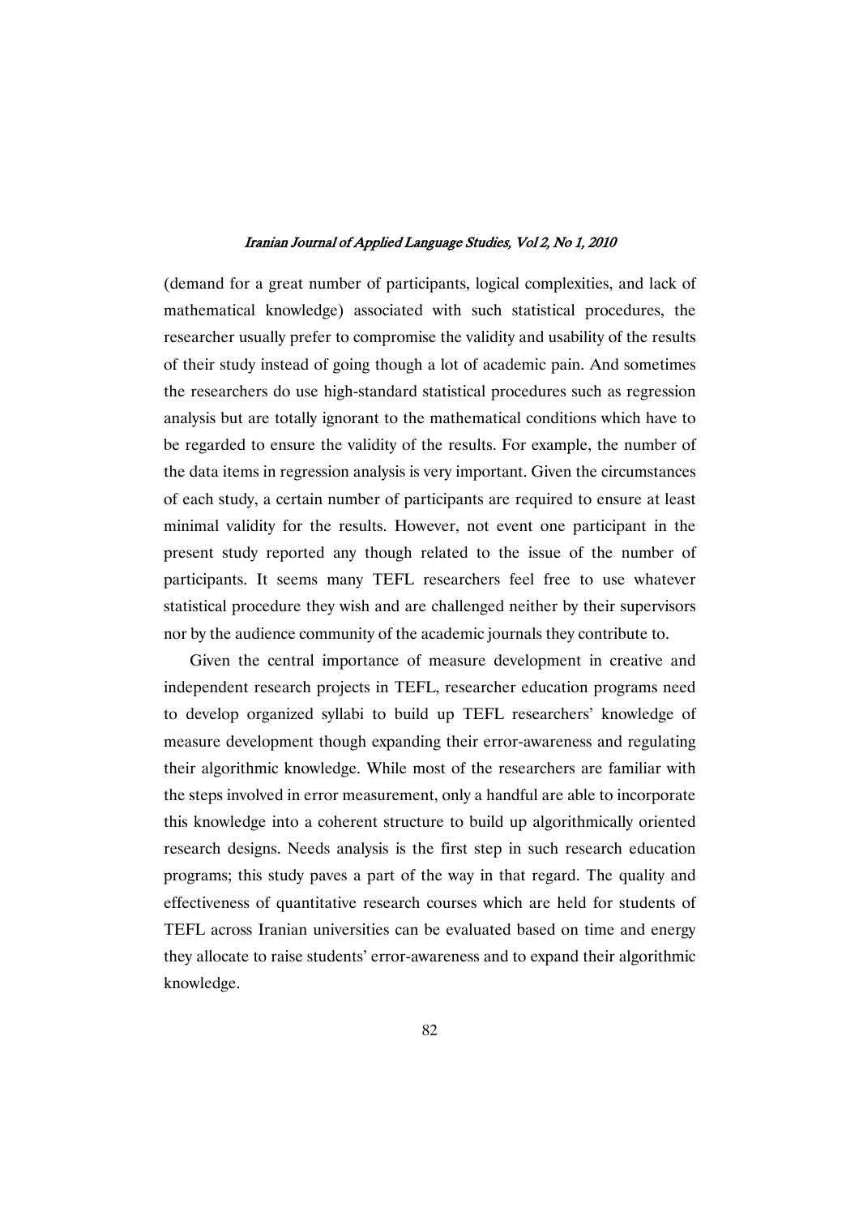(demand for a great number of participants, logical complexities, and lack of mathematical knowledge) associated with such statistical procedures, the researcher usually prefer to compromise the validity and usability of the results of their study instead of going though a lot of academic pain. And sometimes the researchers do use high-standard statistical procedures such as regression analysis but are totally ignorant to the mathematical conditions which have to be regarded to ensure the validity of the results. For example, the number of the data items in regression analysis is very important. Given the circumstances of each study, a certain number of participants are required to ensure at least minimal validity for the results. However, not event one participant in the present study reported any though related to the issue of the number of participants. It seems many TEFL researchers feel free to use whatever statistical procedure they wish and are challenged neither by their supervisors nor by the audience community of the academic journals they contribute to.

Given the central importance of measure development in creative and independent research projects in TEFL, researcher education programs need to develop organized syllabi to build up TEFL researchers' knowledge of measure development though expanding their error-awareness and regulating their algorithmic knowledge. While most of the researchers are familiar with the steps involved in error measurement, only a handful are able to incorporate this knowledge into a coherent structure to build up algorithmically oriented research designs. Needs analysis is the first step in such research education programs; this study paves a part of the way in that regard. The quality and effectiveness of quantitative research courses which are held for students of TEFL across Iranian universities can be evaluated based on time and energy they allocate to raise students' error-awareness and to expand their algorithmic knowledge.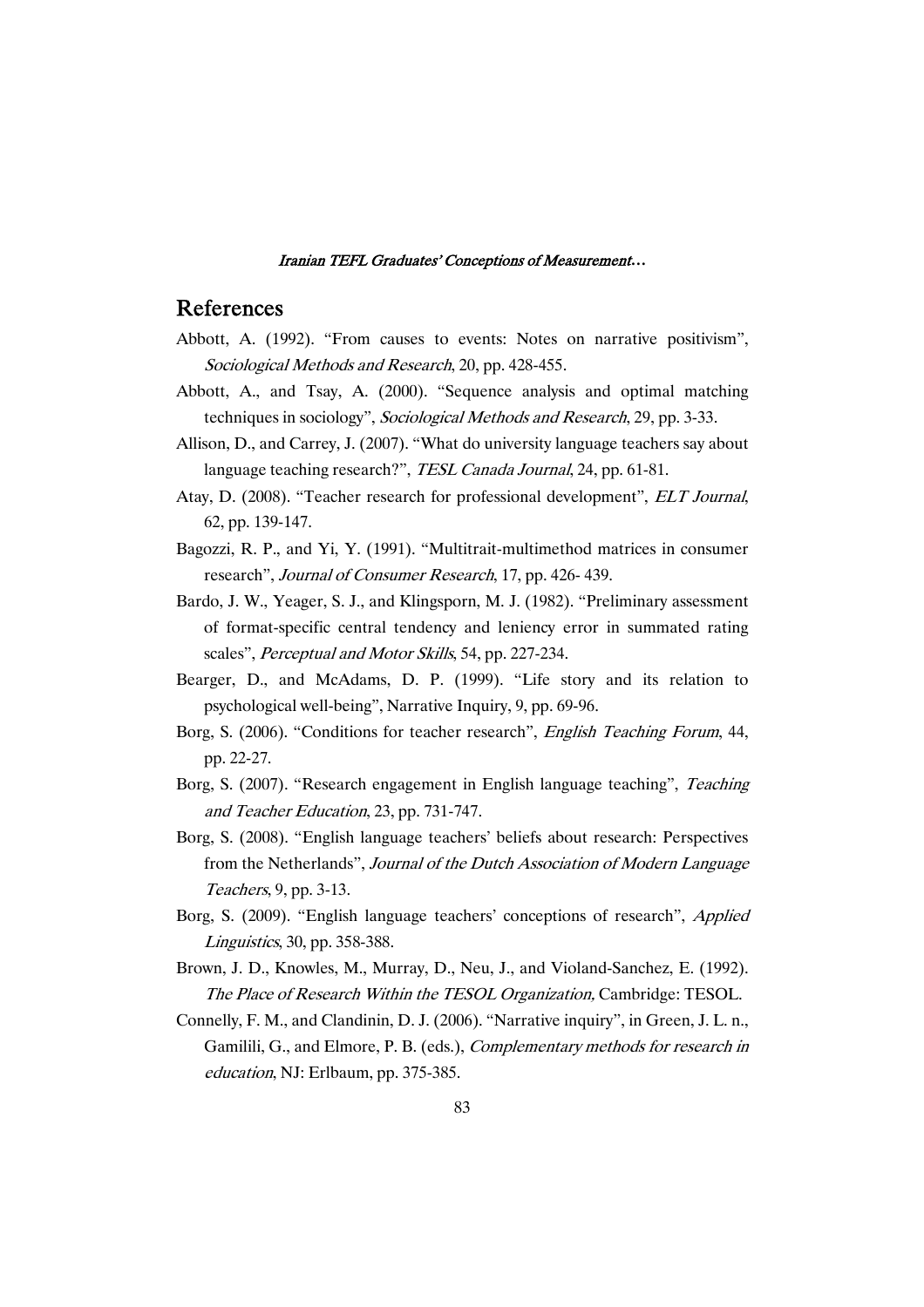## References

Abbott, A. (1992). "From causes to events: Notes on narrative positivism", *Sociological Methods and Research*, 20, pp. 428-455.

Abbott, A., and Tsay, A. (2000). "Sequence analysis and optimal matching techniques in sociology", *Sociological Methods and Research*, 29, pp. 3-33.

Allison, D., and Carrey, J. (2007). "What do university language teachers say about language teaching research?", *TESL Canada Journal*, 24, pp. 61-81.

Atay, D. (2008). "Teacher research for professional development", *ELT Journal*, 62, pp. 139-147.

Bagozzi, R. P., and Yi, Y. (1991). "Multitrait-multimethod matrices in consumer research", *Journal of Consumer Research*, 17, pp. 426- 439.

Bardo, J. W., Yeager, S. J., and Klingsporn, M. J. (1982). "Preliminary assessment of format-specific central tendency and leniency error in summated rating scales", *Perceptual and Motor Skills*, 54, pp. 227-234.

Bearger, D., and McAdams, D. P. (1999). "Life story and its relation to psychological well-being", Narrative Inquiry, 9, pp. 69-96.

Borg, S. (2006). "Conditions for teacher research", *English Teaching Forum*, 44, pp. 22-27.

Borg, S. (2007). "Research engagement in English language teaching", *Teaching and Teacher Education*, 23, pp. 731-747.

Borg, S. (2008). "English language teachers' beliefs about research: Perspectives from the Netherlands", *Journal of the Dutch Association of Modern Language Teachers*, 9, pp. 3-13.

Borg, S. (2009). "English language teachers' conceptions of research", *Applied Linguistics*, 30, pp. 358-388.

Brown, J. D., Knowles, M., Murray, D., Neu, J., and Violand-Sanchez, E. (1992). *The Place of Research Within the TESOL Organization,* Cambridge: TESOL.

Connelly, F. M., and Clandinin, D. J. (2006). "Narrative inquiry", in Green, J. L. n., Gamilili, G., and Elmore, P. B. (eds.), *Complementary methods for research in education*, NJ: Erlbaum, pp. 375-385.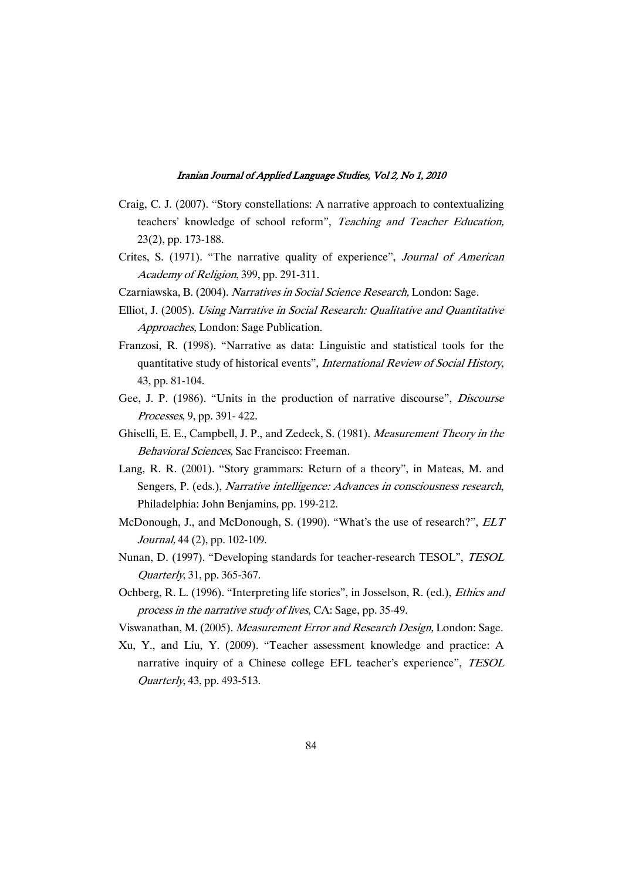Craig, C. J. (2007). “Story constellations: A narrative approach to contextualizing teachers’ knowledge of school reform”, *Teaching and Teacher Education,* 23(2), pp. 173-188.

Crites, S. (1971). “The narrative quality of experience”, *Journal of American Academy of Religion*, 399, pp. 291-311.

Czarniawska, B. (2004). *Narratives in Social Science Research,* London: Sage.

Elliot, J. (2005). *Using Narrative in Social Research: Qualitative and Quantitative Approaches,* London: Sage Publication.

Franzosi, R. (1998). “Narrative as data: Linguistic and statistical tools for the quantitative study of historical events”, *International Review of Social History*, 43, pp. 81-104.

Gee, J. P. (1986). “Units in the production of narrative discourse”, *Discourse Processes*, 9, pp. 391- 422.

Ghiselli, E. E., Campbell, J. P., and Zedeck, S. (1981). *Measurement Theory in the Behavioral Sciences,* Sac Francisco: Freeman.

Lang, R. R. (2001). “Story grammars: Return of a theory”, in Mateas, M. and Sengers, P. (eds.), *Narrative intelligence: Advances in consciousness research*, Philadelphia: John Benjamins, pp. 199-212.

McDonough, J., and McDonough, S. (1990). “What’s the use of research?”, *ELT Journal,* 44 (2), pp. 102-109.

Nunan, D. (1997). “Developing standards for teacher-research TESOL”, *TESOL Quarterly*, 31, pp. 365-367.

Ochberg, R. L. (1996). “Interpreting life stories”, in Josselson, R. (ed.), *Ethics and process in the narrative study of lives*, CA: Sage, pp. 35-49.

Viswanathan, M. (2005). *Measurement Error and Research Design,* London: Sage.

Xu, Y., and Liu, Y. (2009). “Teacher assessment knowledge and practice: A narrative inquiry of a Chinese college EFL teacher’s experience”, *TESOL Quarterly*, 43, pp. 493-513.